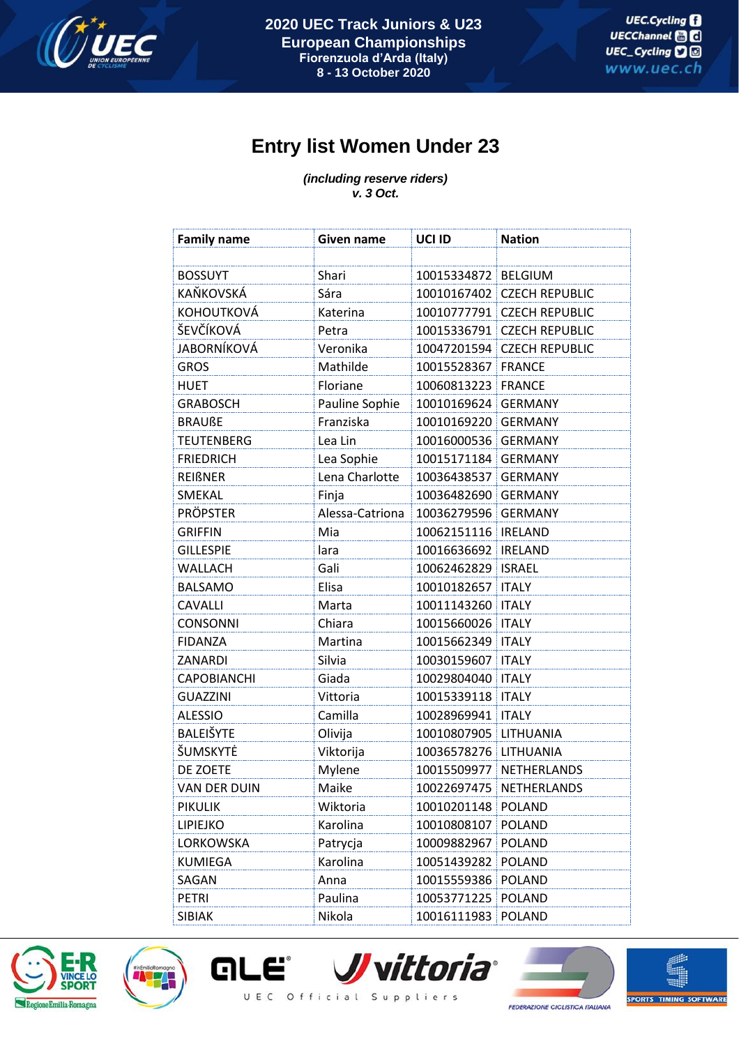# 2020 UEC Track Juniors & U23 European Championships

Fiorenzuola d'Arda (Italy)

8 - 13 October 2020

## Entry list Women Under 23

*(including reserve riders)*
*v. 3 Oct.*

| Family name | Given name | UCI ID | Nation |
|---|---|---|---|
| BOSSUYT | Shari | 10015334872 | BELGIUM |
| KAŇKOVSKÁ | Sára | 10010167402 | CZECH REPUBLIC |
| KOHOUTKOVÁ | Katerina | 10010777791 | CZECH REPUBLIC |
| ŠEVČÍKOVÁ | Petra | 10015336791 | CZECH REPUBLIC |
| JABORNÍKOVÁ | Veronika | 10047201594 | CZECH REPUBLIC |
| GROS | Mathilde | 10015528367 | FRANCE |
| HUET | Floriane | 10060813223 | FRANCE |
| GRABOSCH | Pauline Sophie | 10010169624 | GERMANY |
| BRAUßE | Franziska | 10010169220 | GERMANY |
| TEUTENBERG | Lea Lin | 10016000536 | GERMANY |
| FRIEDRICH | Lea Sophie | 10015171184 | GERMANY |
| REIßNER | Lena Charlotte | 10036438537 | GERMANY |
| SMEKAL | Finja | 10036482690 | GERMANY |
| PRÖPSTER | Alessa-Catriona | 10036279596 | GERMANY |
| GRIFFIN | Mia | 10062151116 | IRELAND |
| GILLESPIE | lara | 10016636692 | IRELAND |
| WALLACH | Gali | 10062462829 | ISRAEL |
| BALSAMO | Elisa | 10010182657 | ITALY |
| CAVALLI | Marta | 10011143260 | ITALY |
| CONSONNI | Chiara | 10015660026 | ITALY |
| FIDANZA | Martina | 10015662349 | ITALY |
| ZANARDI | Silvia | 10030159607 | ITALY |
| CAPOBIANCHI | Giada | 10029804040 | ITALY |
| GUAZZINI | Vittoria | 10015339118 | ITALY |
| ALESSIO | Camilla | 10028969941 | ITALY |
| BALEIŠYTE | Olivija | 10010807905 | LITHUANIA |
| ŠUMSKYTĖ | Viktorija | 10036578276 | LITHUANIA |
| DE ZOETE | Mylene | 10015509977 | NETHERLANDS |
| VAN DER DUIN | Maike | 10022697475 | NETHERLANDS |
| PIKULIK | Wiktoria | 10010201148 | POLAND |
| LIPIEJKO | Karolina | 10010808107 | POLAND |
| LORKOWSKA | Patrycja | 10009882967 | POLAND |
| KUMIEGA | Karolina | 10051439282 | POLAND |
| SAGAN | Anna | 10015559386 | POLAND |
| PETRI | Paulina | 10053771225 | POLAND |
| SIBIAK | Nikola | 10016111983 | POLAND |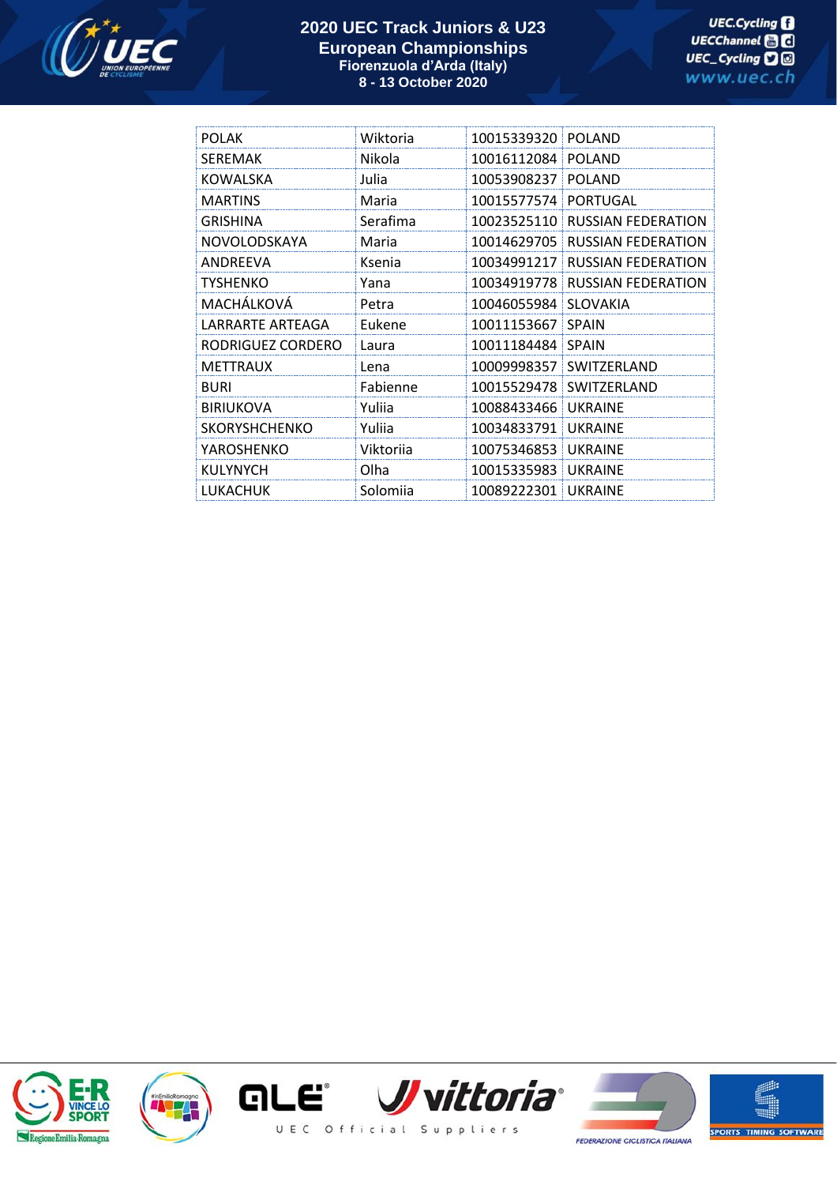| | | | |
|---|---|---|---|
| POLAK | Wiktoria | 10015339320 | POLAND |
| SEREMAK | Nikola | 10016112084 | POLAND |
| KOWALSKA | Julia | 10053908237 | POLAND |
| MARTINS | Maria | 10015577574 | PORTUGAL |
| GRISHINA | Serafima | 10023525110 | RUSSIAN FEDERATION |
| NOVOLODSKAYA | Maria | 10014629705 | RUSSIAN FEDERATION |
| ANDREEVA | Ksenia | 10034991217 | RUSSIAN FEDERATION |
| TYSHENKO | Yana | 10034919778 | RUSSIAN FEDERATION |
| MACHÁLKOVÁ | Petra | 10046055984 | SLOVAKIA |
| LARRARTE ARTEAGA | Eukene | 10011153667 | SPAIN |
| RODRIGUEZ CORDERO | Laura | 10011184484 | SPAIN |
| METTRAUX | Lena | 10009998357 | SWITZERLAND |
| BURI | Fabienne | 10015529478 | SWITZERLAND |
| BIRIUKOVA | Yuliia | 10088433466 | UKRAINE |
| SKORYSHCHENKO | Yuliia | 10034833791 | UKRAINE |
| YAROSHENKO | Viktoriia | 10075346853 | UKRAINE |
| KULYNYCH | Olha | 10015335983 | UKRAINE |
| LUKACHUK | Solomiia | 10089222301 | UKRAINE |